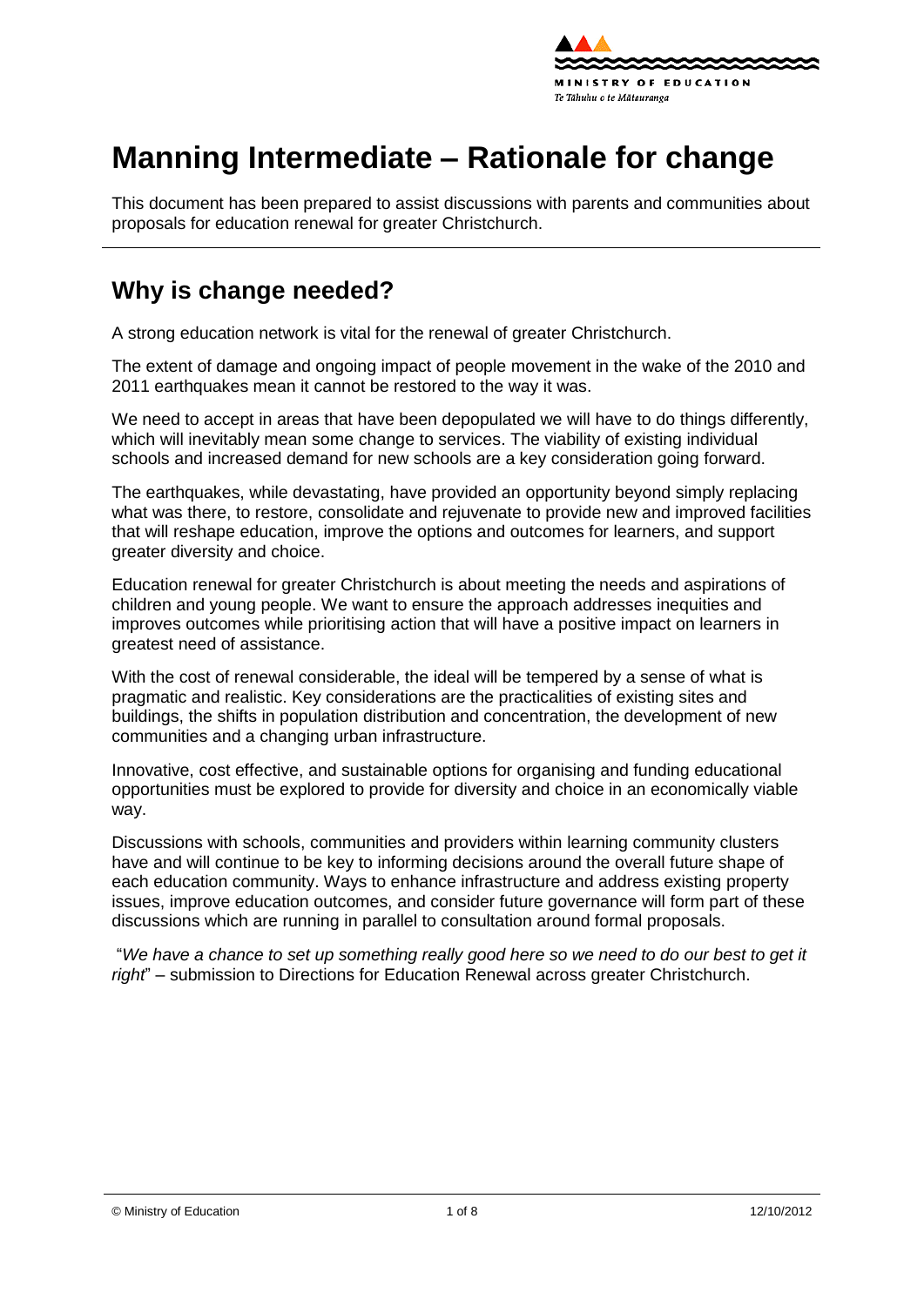# Manning Intermediate – Rationale for change

This document has been prepared to assist discussions with parents and communities about proposals for education renewal for greater Christchurch.

## Why is change needed?

A strong education network is vital for the renewal of greater Christchurch.

The extent of damage and ongoing impact of people movement in the wake of the 2010 and 2011 earthquakes mean it cannot be restored to the way it was.

We need to accept in areas that have been depopulated we will have to do things differently, which will inevitably mean some change to services. The viability of existing individual schools and increased demand for new schools are a key consideration going forward.

The earthquakes, while devastating, have provided an opportunity beyond simply replacing what was there, to restore, consolidate and rejuvenate to provide new and improved facilities that will reshape education, improve the options and outcomes for learners, and support greater diversity and choice.

Education renewal for greater Christchurch is about meeting the needs and aspirations of children and young people. We want to ensure the approach addresses inequities and improves outcomes while prioritising action that will have a positive impact on learners in greatest need of assistance.

With the cost of renewal considerable, the ideal will be tempered by a sense of what is pragmatic and realistic. Key considerations are the practicalities of existing sites and buildings, the shifts in population distribution and concentration, the development of new communities and a changing urban infrastructure.

Innovative, cost effective, and sustainable options for organising and funding educational opportunities must be explored to provide for diversity and choice in an economically viable way.

Discussions with schools, communities and providers within learning community clusters have and will continue to be key to informing decisions around the overall future shape of each education community. Ways to enhance infrastructure and address existing property issues, improve education outcomes, and consider future governance will form part of these discussions which are running in parallel to consultation around formal proposals.

"*We have a chance to set up something really good here so we need to do our best to get it right*" – submission to Directions for Education Renewal across greater Christchurch.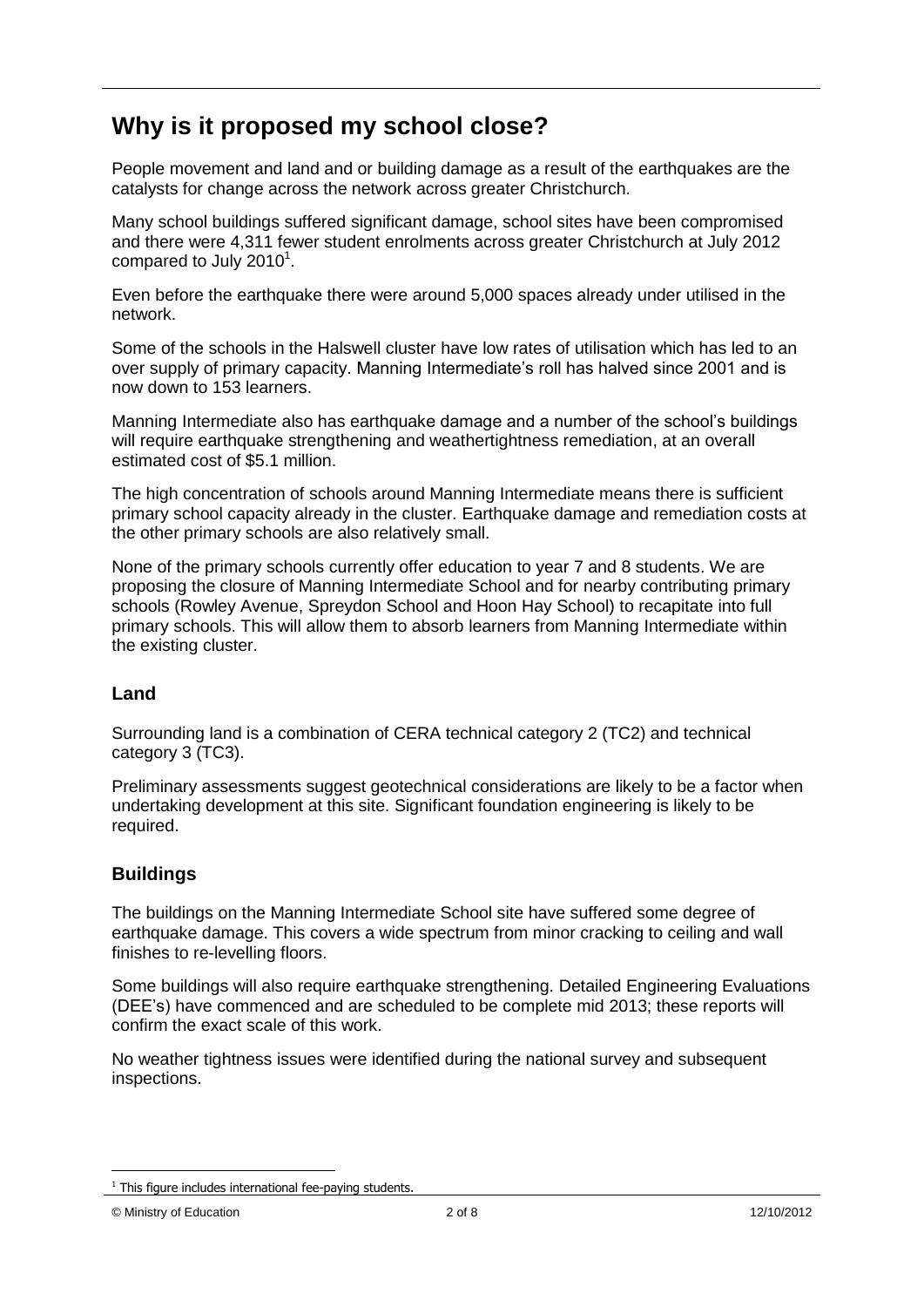# Why is it proposed my school close?

People movement and land and or building damage as a result of the earthquakes are the catalysts for change across the network across greater Christchurch.

Many school buildings suffered significant damage, school sites have been compromised and there were 4,311 fewer student enrolments across greater Christchurch at July 2012 compared to July 2010[1].

Even before the earthquake there were around 5,000 spaces already under utilised in the network.

Some of the schools in the Halswell cluster have low rates of utilisation which has led to an over supply of primary capacity. Manning Intermediate's roll has halved since 2001 and is now down to 153 learners.

Manning Intermediate also has earthquake damage and a number of the school's buildings will require earthquake strengthening and weathertightness remediation, at an overall estimated cost of $5.1 million.

The high concentration of schools around Manning Intermediate means there is sufficient primary school capacity already in the cluster. Earthquake damage and remediation costs at the other primary schools are also relatively small.

None of the primary schools currently offer education to year 7 and 8 students. We are proposing the closure of Manning Intermediate School and for nearby contributing primary schools (Rowley Avenue, Spreydon School and Hoon Hay School) to recapitate into full primary schools. This will allow them to absorb learners from Manning Intermediate within the existing cluster.

## Land

Surrounding land is a combination of CERA technical category 2 (TC2) and technical category 3 (TC3).

Preliminary assessments suggest geotechnical considerations are likely to be a factor when undertaking development at this site. Significant foundation engineering is likely to be required.

## Buildings

The buildings on the Manning Intermediate School site have suffered some degree of earthquake damage. This covers a wide spectrum from minor cracking to ceiling and wall finishes to re-levelling floors.

Some buildings will also require earthquake strengthening. Detailed Engineering Evaluations (DEE's) have commenced and are scheduled to be complete mid 2013; these reports will confirm the exact scale of this work.

No weather tightness issues were identified during the national survey and subsequent inspections.

[1] This figure includes international fee-paying students.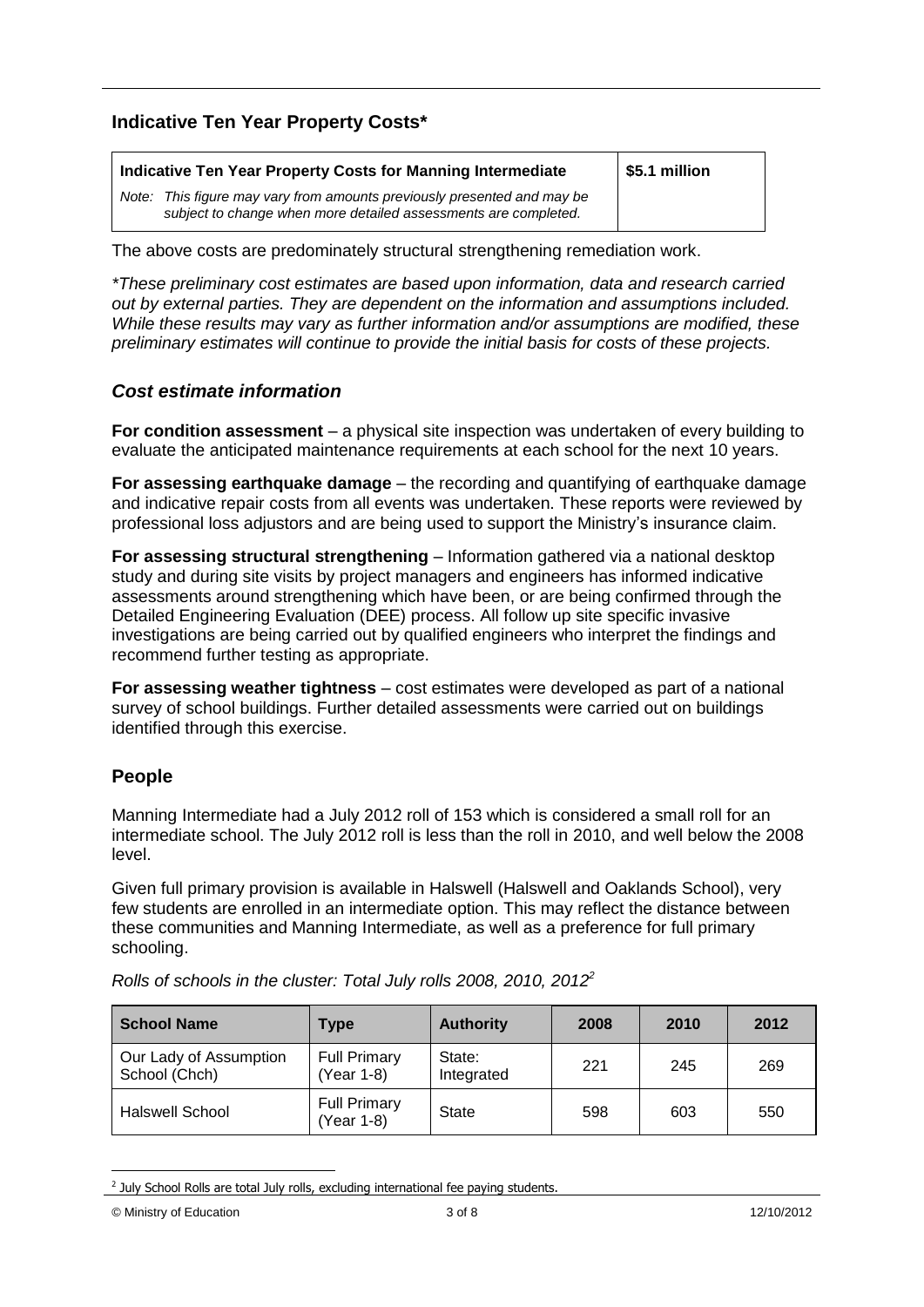## Indicative Ten Year Property Costs*

| Indicative Ten Year Property Costs for Manning Intermediate<br>*Note: This figure may vary from amounts previously presented and may be subject to change when more detailed assessments are completed.* | $5.1 million |
|---|---|

The above costs are predominately structural strengthening remediation work.

*\*These preliminary cost estimates are based upon information, data and research carried out by external parties. They are dependent on the information and assumptions included. While these results may vary as further information and/or assumptions are modified, these preliminary estimates will continue to provide the initial basis for costs of these projects.*

### *Cost estimate information*

**For condition assessment** – a physical site inspection was undertaken of every building to evaluate the anticipated maintenance requirements at each school for the next 10 years.

**For assessing earthquake damage** – the recording and quantifying of earthquake damage and indicative repair costs from all events was undertaken. These reports were reviewed by professional loss adjustors and are being used to support the Ministry's insurance claim.

**For assessing structural strengthening** – Information gathered via a national desktop study and during site visits by project managers and engineers has informed indicative assessments around strengthening which have been, or are being confirmed through the Detailed Engineering Evaluation (DEE) process. All follow up site specific invasive investigations are being carried out by qualified engineers who interpret the findings and recommend further testing as appropriate.

**For assessing weather tightness** – cost estimates were developed as part of a national survey of school buildings. Further detailed assessments were carried out on buildings identified through this exercise.

## People

Manning Intermediate had a July 2012 roll of 153 which is considered a small roll for an intermediate school. The July 2012 roll is less than the roll in 2010, and well below the 2008 level.

Given full primary provision is available in Halswell (Halswell and Oaklands School), very few students are enrolled in an intermediate option. This may reflect the distance between these communities and Manning Intermediate, as well as a preference for full primary schooling.

*Rolls of schools in the cluster: Total July rolls 2008, 2010, 2012*[2]

| School Name | Type | Authority | 2008 | 2010 | 2012 |
|---|---|---|---|---|---|
| Our Lady of Assumption School (Chch) | Full Primary (Year 1-8) | State: Integrated | 221 | 245 | 269 |
| Halswell School | Full Primary (Year 1-8) | State | 598 | 603 | 550 |

[2] July School Rolls are total July rolls, excluding international fee paying students.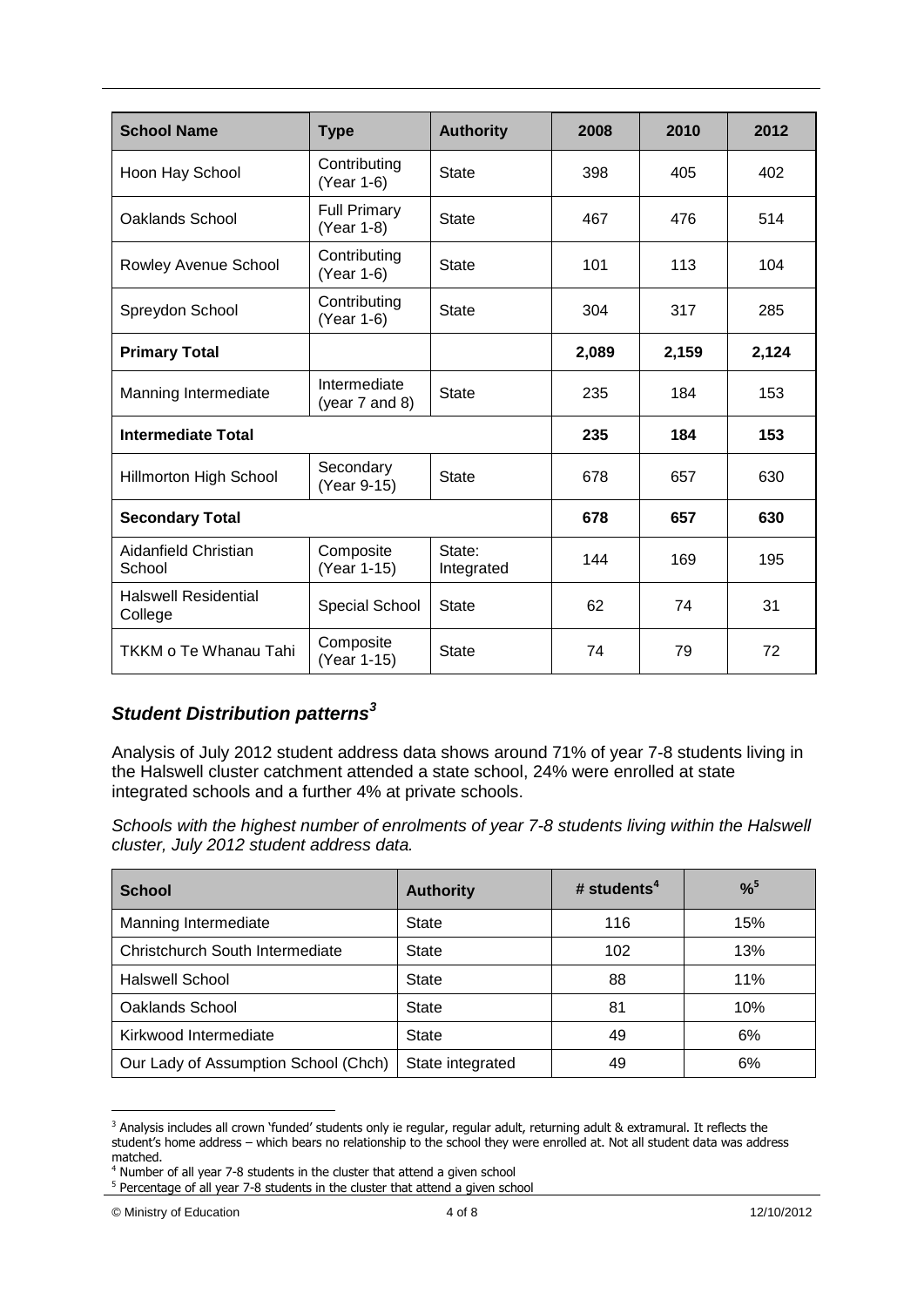| School Name | Type | Authority | 2008 | 2010 | 2012 |
| --- | --- | --- | --- | --- | --- |
| Hoon Hay School | Contributing (Year 1-6) | State | 398 | 405 | 402 |
| Oaklands School | Full Primary (Year 1-8) | State | 467 | 476 | 514 |
| Rowley Avenue School | Contributing (Year 1-6) | State | 101 | 113 | 104 |
| Spreydon School | Contributing (Year 1-6) | State | 304 | 317 | 285 |
| **Primary Total** | | | **2,089** | **2,159** | **2,124** |
| Manning Intermediate | Intermediate (year 7 and 8) | State | 235 | 184 | 153 |
| **Intermediate Total** | | | **235** | **184** | **153** |
| Hillmorton High School | Secondary (Year 9-15) | State | 678 | 657 | 630 |
| **Secondary Total** | | | **678** | **657** | **630** |
| Aidanfield Christian School | Composite (Year 1-15) | State: Integrated | 144 | 169 | 195 |
| Halswell Residential College | Special School | State | 62 | 74 | 31 |
| TKKM o Te Whanau Tahi | Composite (Year 1-15) | State | 74 | 79 | 72 |

## *Student Distribution patterns*[3]

Analysis of July 2012 student address data shows around 71% of year 7-8 students living in the Halswell cluster catchment attended a state school, 24% were enrolled at state integrated schools and a further 4% at private schools.

*Schools with the highest number of enrolments of year 7-8 students living within the Halswell cluster, July 2012 student address data.*

| School | Authority | # students[4] | %[5] |
| --- | --- | --- | --- |
| Manning Intermediate | State | 116 | 15% |
| Christchurch South Intermediate | State | 102 | 13% |
| Halswell School | State | 88 | 11% |
| Oaklands School | State | 81 | 10% |
| Kirkwood Intermediate | State | 49 | 6% |
| Our Lady of Assumption School (Chch) | State integrated | 49 | 6% |

[3] Analysis includes all crown 'funded' students only ie regular, regular adult, returning adult & extramural. It reflects the student's home address – which bears no relationship to the school they were enrolled at. Not all student data was address matched.

[4] Number of all year 7-8 students in the cluster that attend a given school

[5] Percentage of all year 7-8 students in the cluster that attend a given school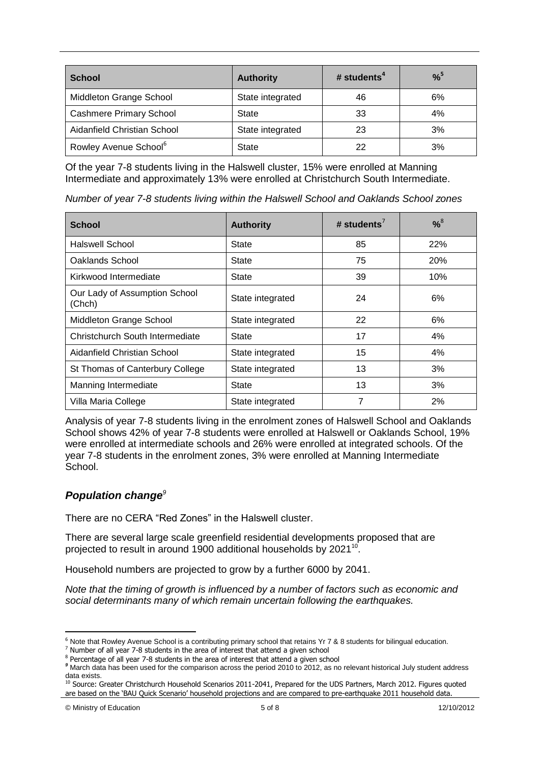| School | Authority | # students[4] | %[5] |
|---|---|---|---|
| Middleton Grange School | State integrated | 46 | 6% |
| Cashmere Primary School | State | 33 | 4% |
| Aidanfield Christian School | State integrated | 23 | 3% |
| Rowley Avenue School[6] | State | 22 | 3% |

Of the year 7-8 students living in the Halswell cluster, 15% were enrolled at Manning Intermediate and approximately 13% were enrolled at Christchurch South Intermediate.

*Number of year 7-8 students living within the Halswell School and Oaklands School zones*

| School | Authority | # students[7] | %[8] |
|---|---|---|---|
| Halswell School | State | 85 | 22% |
| Oaklands School | State | 75 | 20% |
| Kirkwood Intermediate | State | 39 | 10% |
| Our Lady of Assumption School (Chch) | State integrated | 24 | 6% |
| Middleton Grange School | State integrated | 22 | 6% |
| Christchurch South Intermediate | State | 17 | 4% |
| Aidanfield Christian School | State integrated | 15 | 4% |
| St Thomas of Canterbury College | State integrated | 13 | 3% |
| Manning Intermediate | State | 13 | 3% |
| Villa Maria College | State integrated | 7 | 2% |

Analysis of year 7-8 students living in the enrolment zones of Halswell School and Oaklands School shows 42% of year 7-8 students were enrolled at Halswell or Oaklands School, 19% were enrolled at intermediate schools and 26% were enrolled at integrated schools. Of the year 7-8 students in the enrolment zones, 3% were enrolled at Manning Intermediate School.

### *Population change*[9]

There are no CERA "Red Zones" in the Halswell cluster.

There are several large scale greenfield residential developments proposed that are projected to result in around 1900 additional households by 2021[10].

Household numbers are projected to grow by a further 6000 by 2041.

*Note that the timing of growth is influenced by a number of factors such as economic and social determinants many of which remain uncertain following the earthquakes.*

---

[6] Note that Rowley Avenue School is a contributing primary school that retains Yr 7 & 8 students for bilingual education.
[7] Number of all year 7-8 students in the area of interest that attend a given school
[8] Percentage of all year 7-8 students in the area of interest that attend a given school
[9] March data has been used for the comparison across the period 2010 to 2012, as no relevant historical July student address data exists.
[10] Source: Greater Christchurch Household Scenarios 2011-2041, Prepared for the UDS Partners, March 2012. Figures quoted are based on the 'BAU Quick Scenario' household projections and are compared to pre-earthquake 2011 household data.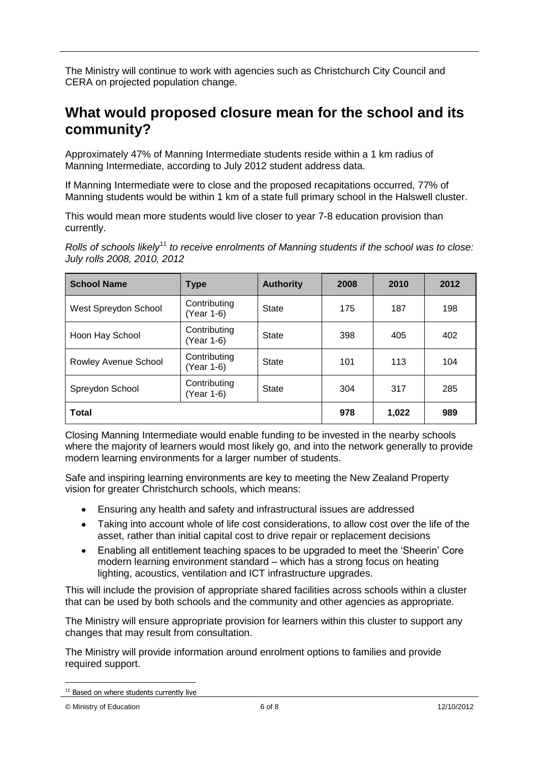The Ministry will continue to work with agencies such as Christchurch City Council and CERA on projected population change.

## What would proposed closure mean for the school and its community?

Approximately 47% of Manning Intermediate students reside within a 1 km radius of Manning Intermediate, according to July 2012 student address data.

If Manning Intermediate were to close and the proposed recapitations occurred, 77% of Manning students would be within 1 km of a state full primary school in the Halswell cluster.

This would mean more students would live closer to year 7-8 education provision than currently.

*Rolls of schools likely*[11] *to receive enrolments of Manning students if the school was to close: July rolls 2008, 2010, 2012*

| School Name | Type | Authority | 2008 | 2010 | 2012 |
|---|---|---|---|---|---|
| West Spreydon School | Contributing (Year 1-6) | State | 175 | 187 | 198 |
| Hoon Hay School | Contributing (Year 1-6) | State | 398 | 405 | 402 |
| Rowley Avenue School | Contributing (Year 1-6) | State | 101 | 113 | 104 |
| Spreydon School | Contributing (Year 1-6) | State | 304 | 317 | 285 |
| **Total** | | | **978** | **1,022** | **989** |

Closing Manning Intermediate would enable funding to be invested in the nearby schools where the majority of learners would most likely go, and into the network generally to provide modern learning environments for a larger number of students.

Safe and inspiring learning environments are key to meeting the New Zealand Property vision for greater Christchurch schools, which means:

- Ensuring any health and safety and infrastructural issues are addressed
- Taking into account whole of life cost considerations, to allow cost over the life of the asset, rather than initial capital cost to drive repair or replacement decisions
- Enabling all entitlement teaching spaces to be upgraded to meet the 'Sheerin' Core modern learning environment standard – which has a strong focus on heating lighting, acoustics, ventilation and ICT infrastructure upgrades.

This will include the provision of appropriate shared facilities across schools within a cluster that can be used by both schools and the community and other agencies as appropriate.

The Ministry will ensure appropriate provision for learners within this cluster to support any changes that may result from consultation.

The Ministry will provide information around enrolment options to families and provide required support.

[11] Based on where students currently live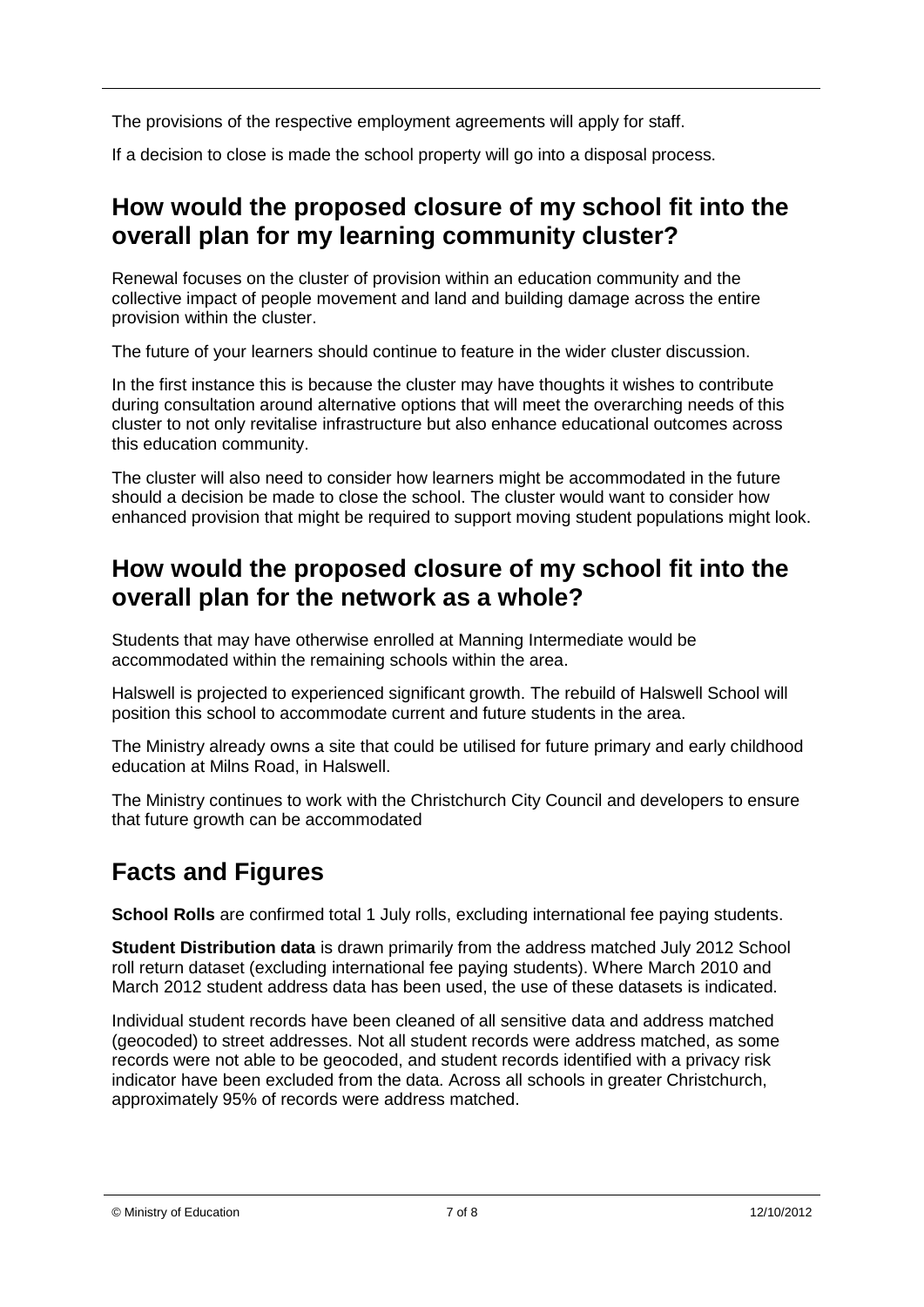The provisions of the respective employment agreements will apply for staff.

If a decision to close is made the school property will go into a disposal process.

## How would the proposed closure of my school fit into the overall plan for my learning community cluster?

Renewal focuses on the cluster of provision within an education community and the collective impact of people movement and land and building damage across the entire provision within the cluster.

The future of your learners should continue to feature in the wider cluster discussion.

In the first instance this is because the cluster may have thoughts it wishes to contribute during consultation around alternative options that will meet the overarching needs of this cluster to not only revitalise infrastructure but also enhance educational outcomes across this education community.

The cluster will also need to consider how learners might be accommodated in the future should a decision be made to close the school. The cluster would want to consider how enhanced provision that might be required to support moving student populations might look.

## How would the proposed closure of my school fit into the overall plan for the network as a whole?

Students that may have otherwise enrolled at Manning Intermediate would be accommodated within the remaining schools within the area.

Halswell is projected to experienced significant growth. The rebuild of Halswell School will position this school to accommodate current and future students in the area.

The Ministry already owns a site that could be utilised for future primary and early childhood education at Milns Road, in Halswell.

The Ministry continues to work with the Christchurch City Council and developers to ensure that future growth can be accommodated

# Facts and Figures

**School Rolls** are confirmed total 1 July rolls, excluding international fee paying students.

**Student Distribution data** is drawn primarily from the address matched July 2012 School roll return dataset (excluding international fee paying students). Where March 2010 and March 2012 student address data has been used, the use of these datasets is indicated.

Individual student records have been cleaned of all sensitive data and address matched (geocoded) to street addresses. Not all student records were address matched, as some records were not able to be geocoded, and student records identified with a privacy risk indicator have been excluded from the data. Across all schools in greater Christchurch, approximately 95% of records were address matched.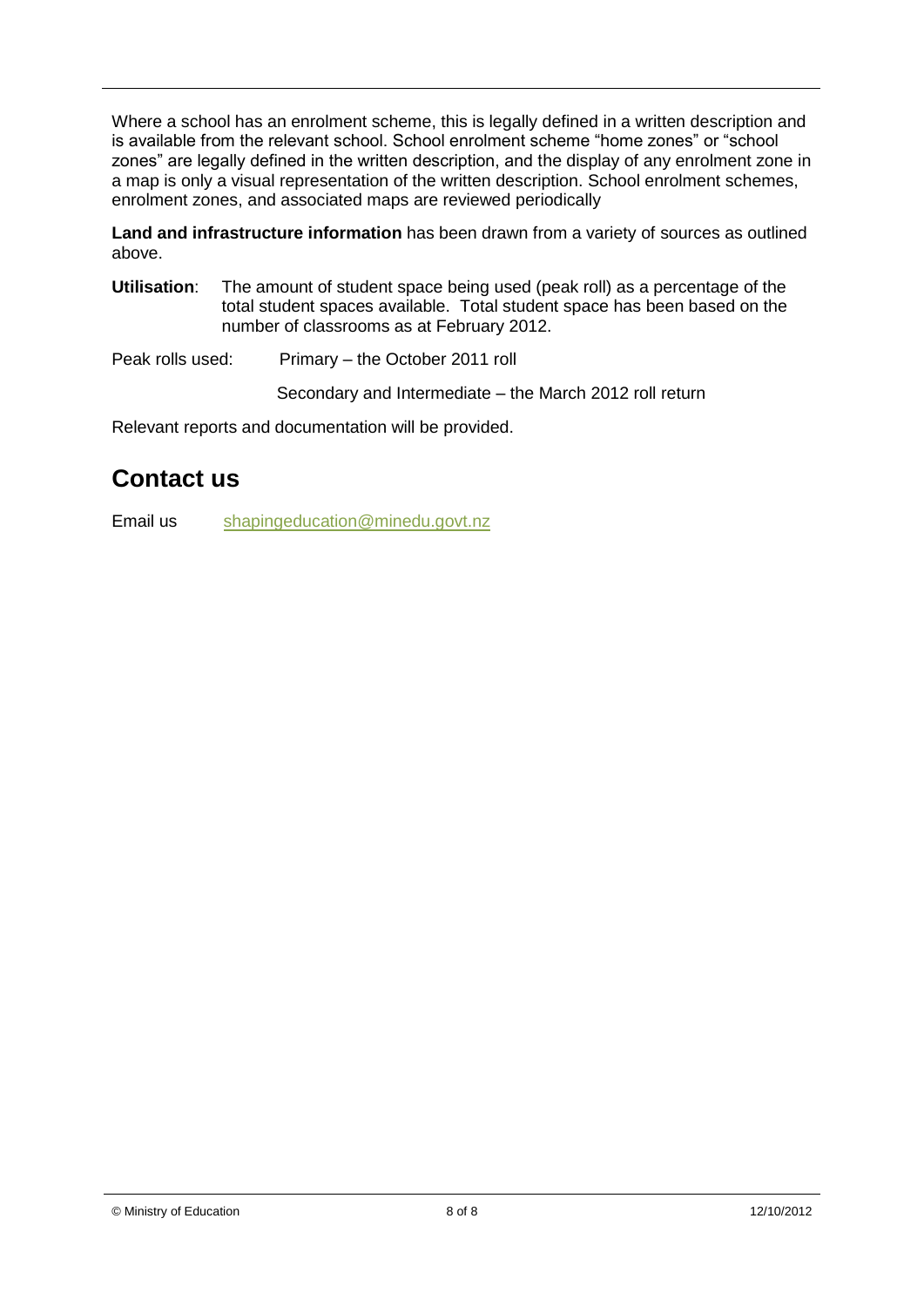Where a school has an enrolment scheme, this is legally defined in a written description and is available from the relevant school. School enrolment scheme "home zones" or "school zones" are legally defined in the written description, and the display of any enrolment zone in a map is only a visual representation of the written description. School enrolment schemes, enrolment zones, and associated maps are reviewed periodically

**Land and infrastructure information** has been drawn from a variety of sources as outlined above.

**Utilisation**: The amount of student space being used (peak roll) as a percentage of the total student spaces available. Total student space has been based on the number of classrooms as at February 2012.

Peak rolls used: Primary – the October 2011 roll

Secondary and Intermediate – the March 2012 roll return

Relevant reports and documentation will be provided.

## Contact us

Email us shapingeducation@minedu.govt.nz